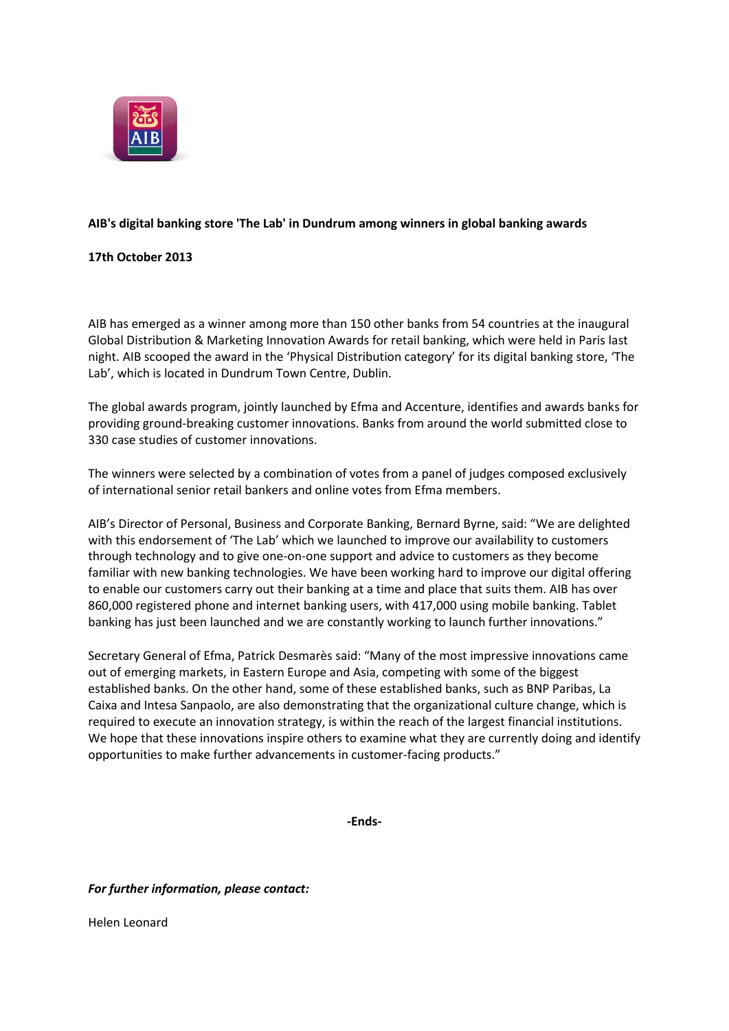**AIB's digital banking store 'The Lab' in Dundrum among winners in global banking awards**

**17th October 2013**

AIB has emerged as a winner among more than 150 other banks from 54 countries at the inaugural Global Distribution & Marketing Innovation Awards for retail banking, which were held in Paris last night. AIB scooped the award in the 'Physical Distribution category' for its digital banking store, 'The Lab', which is located in Dundrum Town Centre, Dublin.

The global awards program, jointly launched by Efma and Accenture, identifies and awards banks for providing ground-breaking customer innovations. Banks from around the world submitted close to 330 case studies of customer innovations.

The winners were selected by a combination of votes from a panel of judges composed exclusively of international senior retail bankers and online votes from Efma members.

AIB's Director of Personal, Business and Corporate Banking, Bernard Byrne, said: "We are delighted with this endorsement of 'The Lab' which we launched to improve our availability to customers through technology and to give one-on-one support and advice to customers as they become familiar with new banking technologies. We have been working hard to improve our digital offering to enable our customers carry out their banking at a time and place that suits them. AIB has over 860,000 registered phone and internet banking users, with 417,000 using mobile banking. Tablet banking has just been launched and we are constantly working to launch further innovations."

Secretary General of Efma, Patrick Desmarès said: "Many of the most impressive innovations came out of emerging markets, in Eastern Europe and Asia, competing with some of the biggest established banks. On the other hand, some of these established banks, such as BNP Paribas, La Caixa and Intesa Sanpaolo, are also demonstrating that the organizational culture change, which is required to execute an innovation strategy, is within the reach of the largest financial institutions. We hope that these innovations inspire others to examine what they are currently doing and identify opportunities to make further advancements in customer-facing products."

**-Ends-**

***For further information, please contact:***

Helen Leonard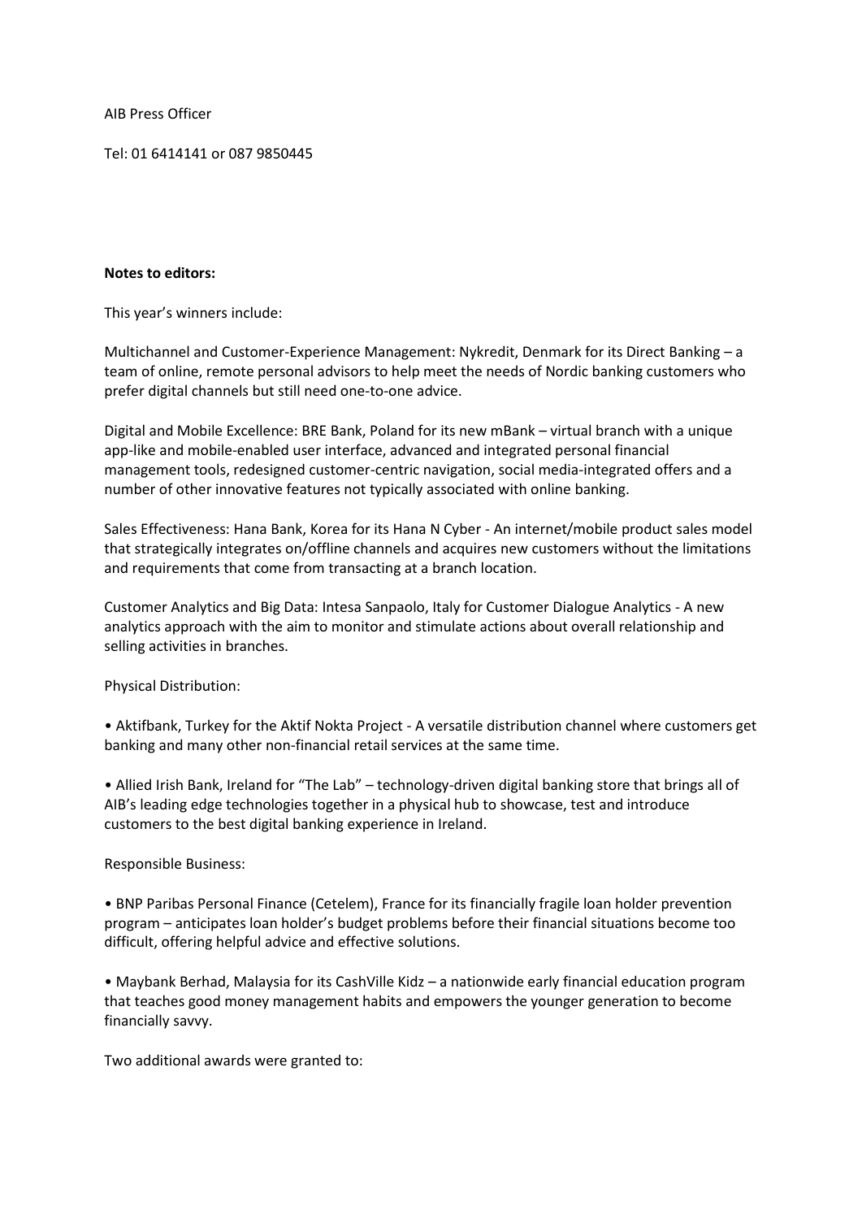AIB Press Officer

Tel: 01 6414141 or 087 9850445

**Notes to editors:**

This year's winners include:

Multichannel and Customer-Experience Management: Nykredit, Denmark for its Direct Banking – a team of online, remote personal advisors to help meet the needs of Nordic banking customers who prefer digital channels but still need one-to-one advice.

Digital and Mobile Excellence: BRE Bank, Poland for its new mBank – virtual branch with a unique app-like and mobile-enabled user interface, advanced and integrated personal financial management tools, redesigned customer-centric navigation, social media-integrated offers and a number of other innovative features not typically associated with online banking.

Sales Effectiveness: Hana Bank, Korea for its Hana N Cyber - An internet/mobile product sales model that strategically integrates on/offline channels and acquires new customers without the limitations and requirements that come from transacting at a branch location.

Customer Analytics and Big Data: Intesa Sanpaolo, Italy for Customer Dialogue Analytics - A new analytics approach with the aim to monitor and stimulate actions about overall relationship and selling activities in branches.

Physical Distribution:

- Aktifbank, Turkey for the Aktif Nokta Project - A versatile distribution channel where customers get banking and many other non-financial retail services at the same time.
- Allied Irish Bank, Ireland for "The Lab" – technology-driven digital banking store that brings all of AIB's leading edge technologies together in a physical hub to showcase, test and introduce customers to the best digital banking experience in Ireland.

Responsible Business:

- BNP Paribas Personal Finance (Cetelem), France for its financially fragile loan holder prevention program – anticipates loan holder's budget problems before their financial situations become too difficult, offering helpful advice and effective solutions.
- Maybank Berhad, Malaysia for its CashVille Kidz – a nationwide early financial education program that teaches good money management habits and empowers the younger generation to become financially savvy.

Two additional awards were granted to: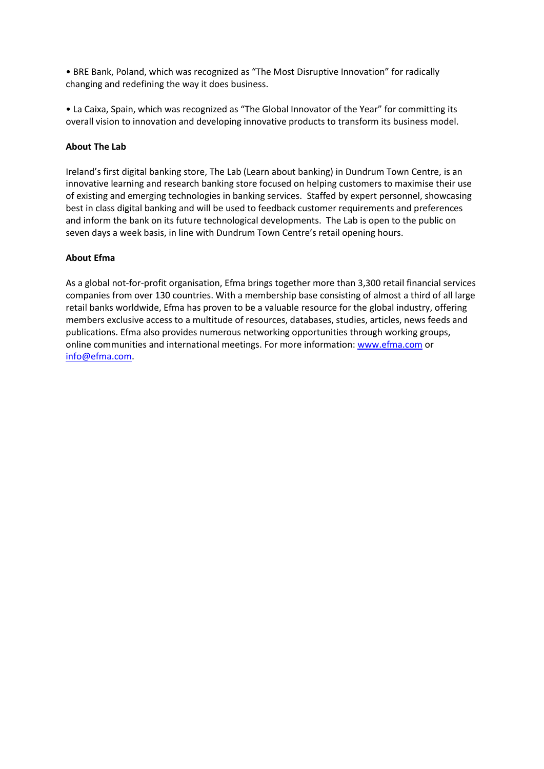- BRE Bank, Poland, which was recognized as "The Most Disruptive Innovation" for radically changing and redefining the way it does business.

- La Caixa, Spain, which was recognized as "The Global Innovator of the Year" for committing its overall vision to innovation and developing innovative products to transform its business model.

**About The Lab**

Ireland's first digital banking store, The Lab (Learn about banking) in Dundrum Town Centre, is an innovative learning and research banking store focused on helping customers to maximise their use of existing and emerging technologies in banking services. Staffed by expert personnel, showcasing best in class digital banking and will be used to feedback customer requirements and preferences and inform the bank on its future technological developments. The Lab is open to the public on seven days a week basis, in line with Dundrum Town Centre's retail opening hours.

**About Efma**

As a global not-for-profit organisation, Efma brings together more than 3,300 retail financial services companies from over 130 countries. With a membership base consisting of almost a third of all large retail banks worldwide, Efma has proven to be a valuable resource for the global industry, offering members exclusive access to a multitude of resources, databases, studies, articles, news feeds and publications. Efma also provides numerous networking opportunities through working groups, online communities and international meetings. For more information: [www.efma.com](http://www.efma.com) or [info@efma.com](mailto:info@efma.com).